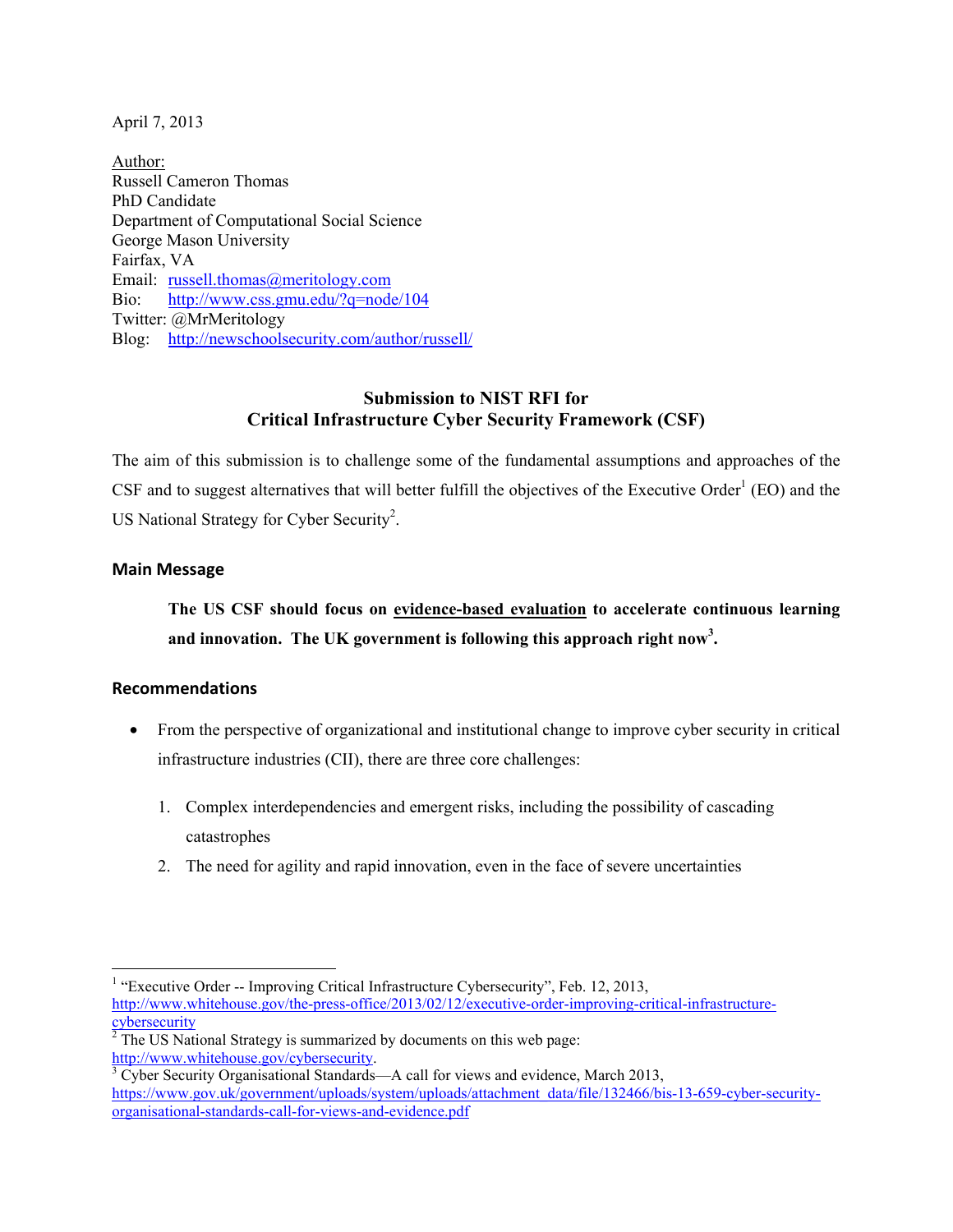April 7, 2013

Author:
Russell Cameron Thomas
PhD Candidate
Department of Computational Social Science
George Mason University
Fairfax, VA
Email: [russell.thomas@meritology.com](mailto:russell.thomas@meritology.com)
Bio: [http://www.css.gmu.edu/?q=node/104](http://www.css.gmu.edu/?q=node/104)
Twitter: @MrMeritology
Blog: [http://newschoolsecurity.com/author/russell/](http://newschoolsecurity.com/author/russell/)

## Submission to NIST RFI for Critical Infrastructure Cyber Security Framework (CSF)

The aim of this submission is to challenge some of the fundamental assumptions and approaches of the CSF and to suggest alternatives that will better fulfill the objectives of the Executive Order[1] (EO) and the US National Strategy for Cyber Security[2].

### Main Message

> **The US CSF should focus on evidence-based evaluation to accelerate continuous learning and innovation. The UK government is following this approach right now[3].**

### Recommendations

- From the perspective of organizational and institutional change to improve cyber security in critical infrastructure industries (CII), there are three core challenges:

  1. Complex interdependencies and emergent risks, including the possibility of cascading catastrophes
  2. The need for agility and rapid innovation, even in the face of severe uncertainties

---

[1] "Executive Order -- Improving Critical Infrastructure Cybersecurity", Feb. 12, 2013, [http://www.whitehouse.gov/the-press-office/2013/02/12/executive-order-improving-critical-infrastructure-cybersecurity](http://www.whitehouse.gov/the-press-office/2013/02/12/executive-order-improving-critical-infrastructure-cybersecurity)

[2] The US National Strategy is summarized by documents on this web page: [http://www.whitehouse.gov/cybersecurity](http://www.whitehouse.gov/cybersecurity).

[3] Cyber Security Organisational Standards—A call for views and evidence, March 2013, [https://www.gov.uk/government/uploads/system/uploads/attachment_data/file/132466/bis-13-659-cyber-security-organisational-standards-call-for-views-and-evidence.pdf](https://www.gov.uk/government/uploads/system/uploads/attachment_data/file/132466/bis-13-659-cyber-security-organisational-standards-call-for-views-and-evidence.pdf)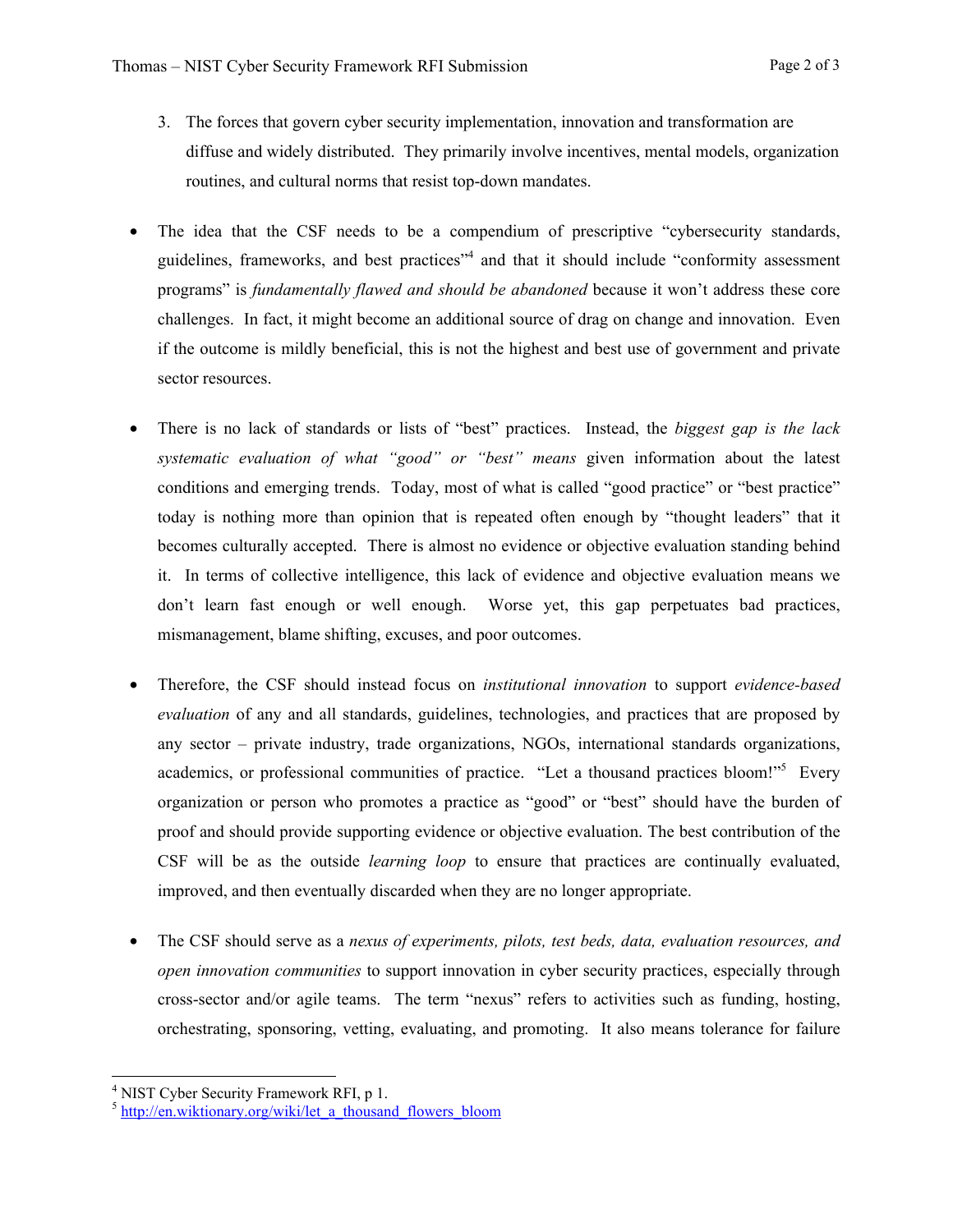3. The forces that govern cyber security implementation, innovation and transformation are diffuse and widely distributed. They primarily involve incentives, mental models, organization routines, and cultural norms that resist top-down mandates.

- The idea that the CSF needs to be a compendium of prescriptive "cybersecurity standards, guidelines, frameworks, and best practices"[4] and that it should include "conformity assessment programs" is *fundamentally flawed and should be abandoned* because it won't address these core challenges. In fact, it might become an additional source of drag on change and innovation. Even if the outcome is mildly beneficial, this is not the highest and best use of government and private sector resources.

- There is no lack of standards or lists of "best" practices. Instead, the *biggest gap is the lack systematic evaluation of what "good" or "best" means* given information about the latest conditions and emerging trends. Today, most of what is called "good practice" or "best practice" today is nothing more than opinion that is repeated often enough by "thought leaders" that it becomes culturally accepted. There is almost no evidence or objective evaluation standing behind it. In terms of collective intelligence, this lack of evidence and objective evaluation means we don't learn fast enough or well enough. Worse yet, this gap perpetuates bad practices, mismanagement, blame shifting, excuses, and poor outcomes.

- Therefore, the CSF should instead focus on *institutional innovation* to support *evidence-based evaluation* of any and all standards, guidelines, technologies, and practices that are proposed by any sector – private industry, trade organizations, NGOs, international standards organizations, academics, or professional communities of practice. "Let a thousand practices bloom!"[5] Every organization or person who promotes a practice as "good" or "best" should have the burden of proof and should provide supporting evidence or objective evaluation. The best contribution of the CSF will be as the outside *learning loop* to ensure that practices are continually evaluated, improved, and then eventually discarded when they are no longer appropriate.

- The CSF should serve as a *nexus of experiments, pilots, test beds, data, evaluation resources, and open innovation communities* to support innovation in cyber security practices, especially through cross-sector and/or agile teams. The term "nexus" refers to activities such as funding, hosting, orchestrating, sponsoring, vetting, evaluating, and promoting. It also means tolerance for failure

---

[4] NIST Cyber Security Framework RFI, p 1.

[5] http://en.wiktionary.org/wiki/let_a_thousand_flowers_bloom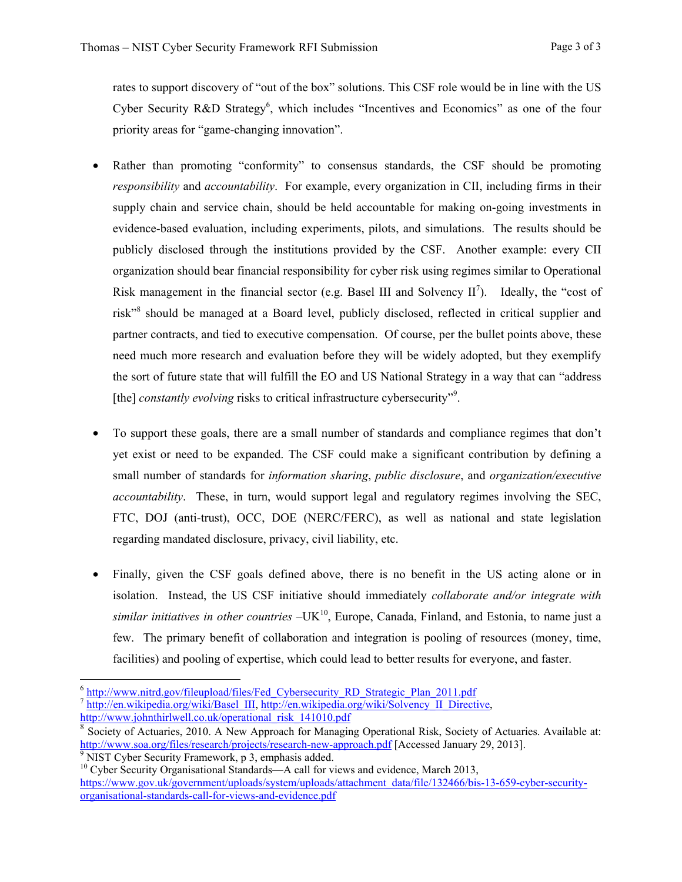rates to support discovery of "out of the box" solutions. This CSF role would be in line with the US Cyber Security R&D Strategy[6], which includes "Incentives and Economics" as one of the four priority areas for "game-changing innovation".

- Rather than promoting "conformity" to consensus standards, the CSF should be promoting *responsibility* and *accountability*. For example, every organization in CII, including firms in their supply chain and service chain, should be held accountable for making on-going investments in evidence-based evaluation, including experiments, pilots, and simulations. The results should be publicly disclosed through the institutions provided by the CSF. Another example: every CII organization should bear financial responsibility for cyber risk using regimes similar to Operational Risk management in the financial sector (e.g. Basel III and Solvency II[7]). Ideally, the "cost of risk"[8] should be managed at a Board level, publicly disclosed, reflected in critical supplier and partner contracts, and tied to executive compensation. Of course, per the bullet points above, these need much more research and evaluation before they will be widely adopted, but they exemplify the sort of future state that will fulfill the EO and US National Strategy in a way that can "address [the] *constantly evolving* risks to critical infrastructure cybersecurity"[9].

- To support these goals, there are a small number of standards and compliance regimes that don't yet exist or need to be expanded. The CSF could make a significant contribution by defining a small number of standards for *information sharing*, *public disclosure*, and *organization/executive accountability*. These, in turn, would support legal and regulatory regimes involving the SEC, FTC, DOJ (anti-trust), OCC, DOE (NERC/FERC), as well as national and state legislation regarding mandated disclosure, privacy, civil liability, etc.

- Finally, given the CSF goals defined above, there is no benefit in the US acting alone or in isolation. Instead, the US CSF initiative should immediately *collaborate and/or integrate with similar initiatives in other countries* –UK[10], Europe, Canada, Finland, and Estonia, to name just a few. The primary benefit of collaboration and integration is pooling of resources (money, time, facilities) and pooling of expertise, which could lead to better results for everyone, and faster.

---

[6] http://www.nitrd.gov/fileupload/files/Fed_Cybersecurity_RD_Strategic_Plan_2011.pdf

[7] http://en.wikipedia.org/wiki/Basel_III, http://en.wikipedia.org/wiki/Solvency_II_Directive, http://www.johnthirlwell.co.uk/operational_risk_141010.pdf

[8] Society of Actuaries, 2010. A New Approach for Managing Operational Risk, Society of Actuaries. Available at: http://www.soa.org/files/research/projects/research-new-approach.pdf [Accessed January 29, 2013].

[9] NIST Cyber Security Framework, p 3, emphasis added.

[10] Cyber Security Organisational Standards—A call for views and evidence, March 2013, https://www.gov.uk/government/uploads/system/uploads/attachment_data/file/132466/bis-13-659-cyber-security-organisational-standards-call-for-views-and-evidence.pdf